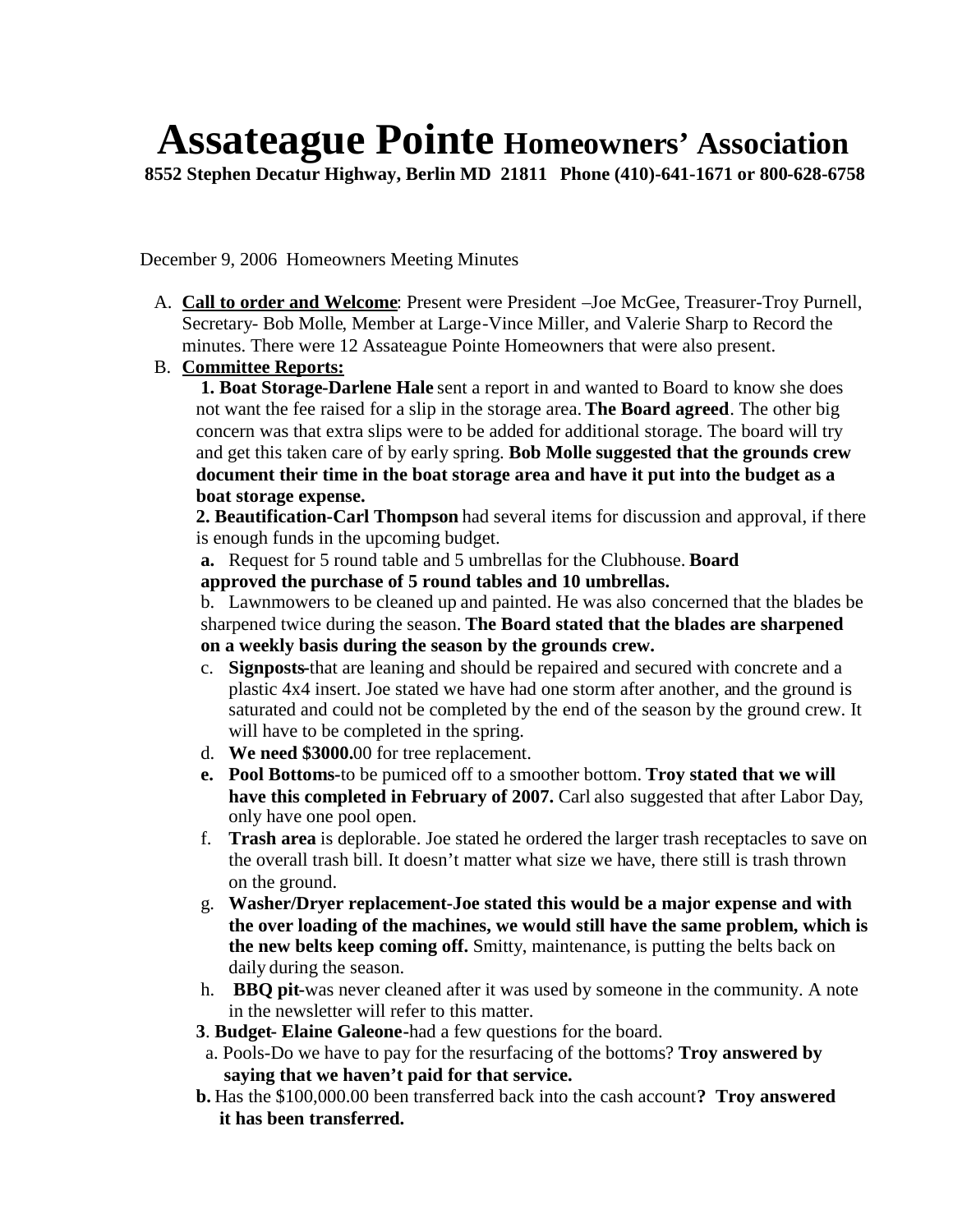# Assateague Pointe Homeowners' Association

**8552 Stephen Decatur Highway, Berlin MD 21811 Phone (410)-641-1671 or 800-628-6758**

December 9, 2006 Homeowners Meeting Minutes

A. **Call to order and Welcome**: Present were President –Joe McGee, Treasurer-Troy Purnell, Secretary- Bob Molle, Member at Large-Vince Miller, and Valerie Sharp to Record the minutes. There were 12 Assateague Pointe Homeowners that were also present.

B. **Committee Reports:**

**1. Boat Storage-Darlene Hale** sent a report in and wanted to Board to know she does not want the fee raised for a slip in the storage area. **The Board agreed**. The other big concern was that extra slips were to be added for additional storage. The board will try and get this taken care of by early spring. **Bob Molle suggested that the grounds crew document their time in the boat storage area and have it put into the budget as a boat storage expense.**

**2. Beautification-Carl Thompson** had several items for discussion and approval, if there is enough funds in the upcoming budget.

**a.** Request for 5 round table and 5 umbrellas for the Clubhouse. **Board approved the purchase of 5 round tables and 10 umbrellas.**

b. Lawnmowers to be cleaned up and painted. He was also concerned that the blades be sharpened twice during the season. **The Board stated that the blades are sharpened on a weekly basis during the season by the grounds crew.**

c. **Signposts**-that are leaning and should be repaired and secured with concrete and a plastic 4x4 insert. Joe stated we have had one storm after another, and the ground is saturated and could not be completed by the end of the season by the ground crew. It will have to be completed in the spring.

d. **We need $3000.**00 for tree replacement.

**e. Pool Bottoms-**to be pumiced off to a smoother bottom. **Troy stated that we will have this completed in February of 2007.** Carl also suggested that after Labor Day, only have one pool open.

f. **Trash area** is deplorable. Joe stated he ordered the larger trash receptacles to save on the overall trash bill. It doesn't matter what size we have, there still is trash thrown on the ground.

g. **Washer/Dryer replacement-Joe stated this would be a major expense and with the over loading of the machines, we would still have the same problem, which is the new belts keep coming off.** Smitty, maintenance, is putting the belts back on daily during the season.

h. **BBQ pit-**was never cleaned after it was used by someone in the community. A note in the newsletter will refer to this matter.

**3**. **Budget- Elaine Galeone**-had a few questions for the board.

a. Pools-Do we have to pay for the resurfacing of the bottoms? **Troy answered by saying that we haven't paid for that service.**

**b.** Has the $100,000.00 been transferred back into the cash account**? Troy answered it has been transferred.**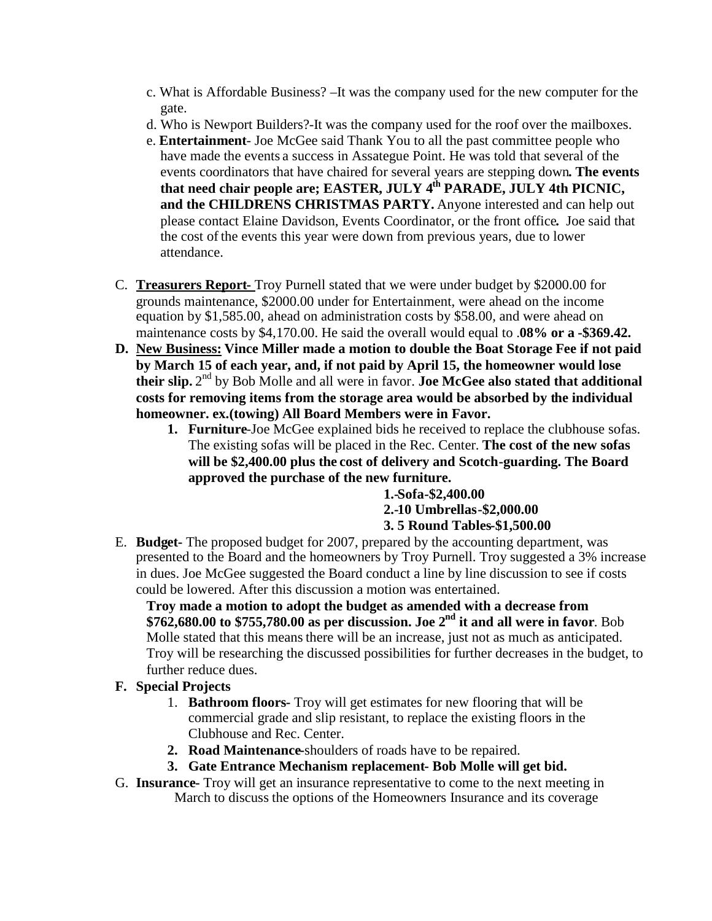c. What is Affordable Business? –It was the company used for the new computer for the gate.
d. Who is Newport Builders?-It was the company used for the roof over the mailboxes.
e. **Entertainment**- Joe McGee said Thank You to all the past committee people who have made the events a success in Assategue Point. He was told that several of the events coordinators that have chaired for several years are stepping down**. The events that need chair people are; EASTER, JULY 4th PARADE, JULY 4th PICNIC, and the CHILDRENS CHRISTMAS PARTY.** Anyone interested and can help out please contact Elaine Davidson, Events Coordinator, or the front office**.** Joe said that the cost of the events this year were down from previous years, due to lower attendance.

C. **Treasurers Report-** Troy Purnell stated that we were under budget by $2000.00 for grounds maintenance, $2000.00 under for Entertainment, were ahead on the income equation by $1,585.00, ahead on administration costs by $58.00, and were ahead on maintenance costs by $4,170.00. He said the overall would equal to **.08% or a -$369.42.**

**D. New Business: Vince Miller made a motion to double the Boat Storage Fee if not paid by March 15 of each year, and, if not paid by April 15, the homeowner would lose their slip.** 2nd by Bob Molle and all were in favor. **Joe McGee also stated that additional costs for removing items from the storage area would be absorbed by the individual homeowner. ex.(towing) All Board Members were in Favor.**

1. **Furniture**-Joe McGee explained bids he received to replace the clubhouse sofas. The existing sofas will be placed in the Rec. Center. **The cost of the new sofas will be $2,400.00 plus the cost of delivery and Scotch-guarding. The Board approved the purchase of the new furniture.**

   **1.-Sofa-$2,400.00**
   **2.-10 Umbrellas-$2,000.00**
   **3. 5 Round Tables-$1,500.00**

E. **Budget-** The proposed budget for 2007, prepared by the accounting department, was presented to the Board and the homeowners by Troy Purnell. Troy suggested a 3% increase in dues. Joe McGee suggested the Board conduct a line by line discussion to see if costs could be lowered. After this discussion a motion was entertained.

**Troy made a motion to adopt the budget as amended with a decrease from $762,680.00 to $755,780.00 as per discussion. Joe 2nd it and all were in favor**. Bob Molle stated that this means there will be an increase, just not as much as anticipated. Troy will be researching the discussed possibilities for further decreases in the budget, to further reduce dues.

**F. Special Projects**

1. **Bathroom floors-** Troy will get estimates for new flooring that will be commercial grade and slip resistant, to replace the existing floors in the Clubhouse and Rec. Center.
2. **Road Maintenance-**shoulders of roads have to be repaired.
3. **Gate Entrance Mechanism replacement- Bob Molle will get bid.**

G. **Insurance-** Troy will get an insurance representative to come to the next meeting in March to discuss the options of the Homeowners Insurance and its coverage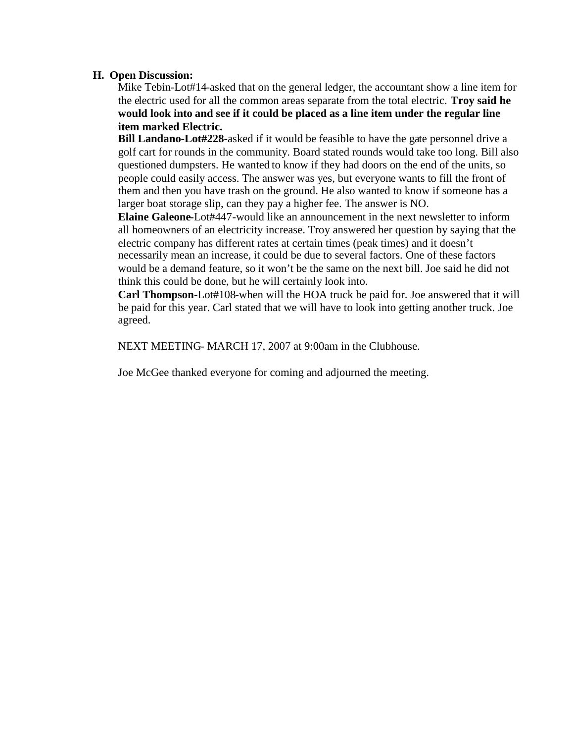**H. Open Discussion:**

Mike Tebin-Lot#14-asked that on the general ledger, the accountant show a line item for the electric used for all the common areas separate from the total electric. **Troy said he would look into and see if it could be placed as a line item under the regular line item marked Electric.**

**Bill Landano-Lot#228-**asked if it would be feasible to have the gate personnel drive a golf cart for rounds in the community. Board stated rounds would take too long. Bill also questioned dumpsters. He wanted to know if they had doors on the end of the units, so people could easily access. The answer was yes, but everyone wants to fill the front of them and then you have trash on the ground. He also wanted to know if someone has a larger boat storage slip, can they pay a higher fee. The answer is NO.

**Elaine Galeone-**Lot#447-would like an announcement in the next newsletter to inform all homeowners of an electricity increase. Troy answered her question by saying that the electric company has different rates at certain times (peak times) and it doesn't necessarily mean an increase, it could be due to several factors. One of these factors would be a demand feature, so it won't be the same on the next bill. Joe said he did not think this could be done, but he will certainly look into.

**Carl Thompson-**Lot#108-when will the HOA truck be paid for. Joe answered that it will be paid for this year. Carl stated that we will have to look into getting another truck. Joe agreed.

NEXT MEETING- MARCH 17, 2007 at 9:00am in the Clubhouse.

Joe McGee thanked everyone for coming and adjourned the meeting.